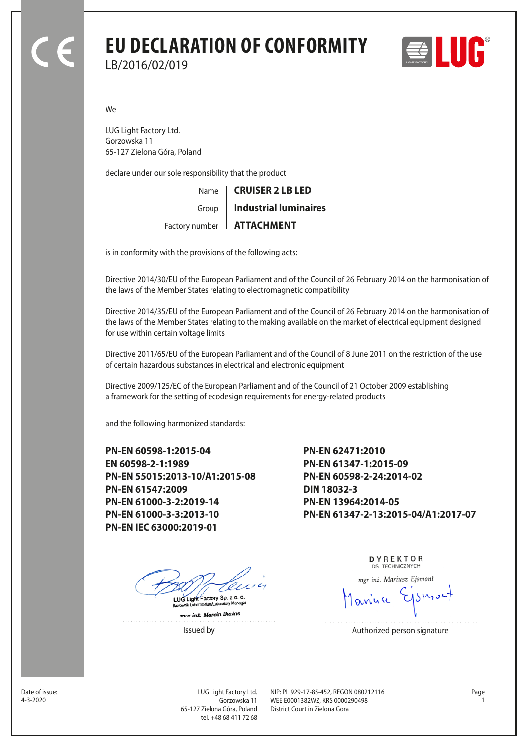# EU DECLARATION OF CONFORMITY

LB/2016/02/019

We

LUG Light Factory Ltd.
Gorzowska 11
65-127 Zielona Góra, Poland

declare under our sole responsibility that the product

| | |
|---|---|
| Name | **CRUISER 2 LB LED** |
| Group | **Industrial luminaires** |
| Factory number | **ATTACHMENT** |

is in conformity with the provisions of the following acts:

Directive 2014/30/EU of the European Parliament and of the Council of 26 February 2014 on the harmonisation of the laws of the Member States relating to electromagnetic compatibility

Directive 2014/35/EU of the European Parliament and of the Council of 26 February 2014 on the harmonisation of the laws of the Member States relating to the making available on the market of electrical equipment designed for use within certain voltage limits

Directive 2011/65/EU of the European Parliament and of the Council of 8 June 2011 on the restriction of the use of certain hazardous substances in electrical and electronic equipment

Directive 2009/125/EC of the European Parliament and of the Council of 21 October 2009 establishing a framework for the setting of ecodesign requirements for energy-related products

and the following harmonized standards:

**PN-EN 60598-1:2015-04**
**EN 60598-2-1:1989**
**PN-EN 55015:2013-10/A1:2015-08**
**PN-EN 61547:2009**
**PN-EN 61000-3-2:2019-14**
**PN-EN 61000-3-3:2013-10**
**PN-EN IEC 63000:2019-01**
**PN-EN 62471:2010**
**PN-EN 61347-1:2015-09**
**PN-EN 60598-2-24:2014-02**
**DIN 18032-3**
**PN-EN 13964:2014-05**
**PN-EN 61347-2-13:2015-04/A1:2017-07**

LUG Light Factory Sp. z o. o.
Kierownik Laboratorium/Laboratory Manager
mgr inż. Marcin Białas

Issued by

DYREKTOR
DS. TECHNICZNYCH
mgr inż. Mariusz Ejsmont

Authorized person signature

Date of issue:
4-3-2020

LUG Light Factory Ltd.
Gorzowska 11
65-127 Zielona Góra, Poland
tel. +48 68 411 72 68

NIP: PL 929-17-85-452, REGON 080212116
WEE E0001382WZ, KRS 0000290498
District Court in Zielona Gora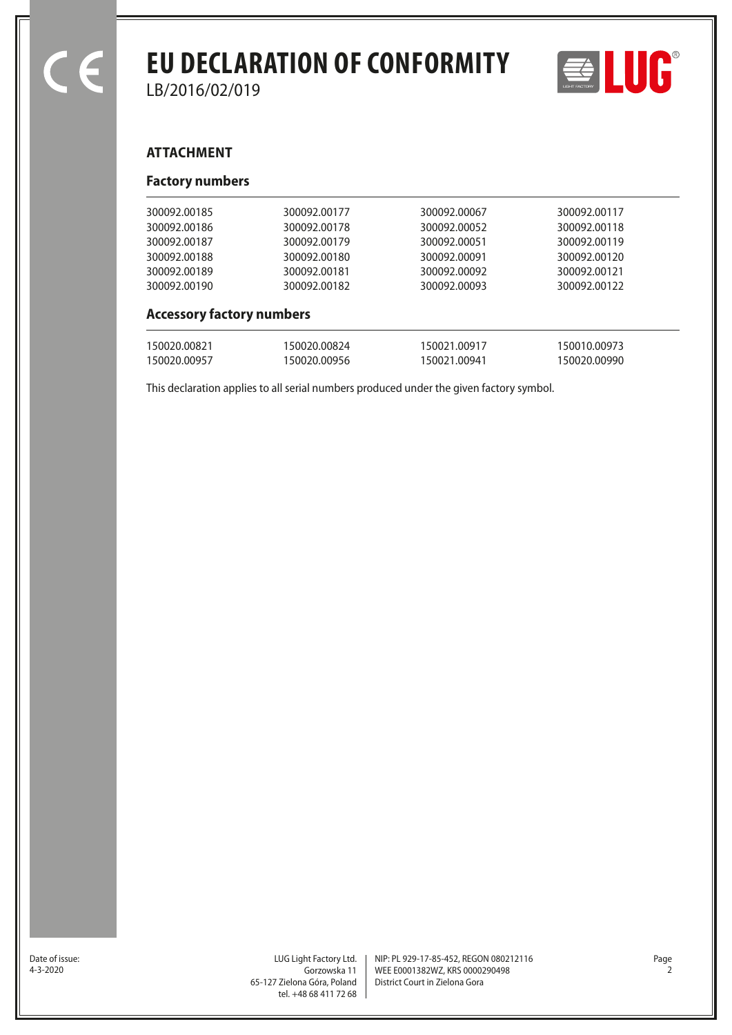# EU DECLARATION OF CONFORMITY

LB/2016/02/019

## ATTACHMENT

### Factory numbers

| | | | |
|---|---|---|---|
| 300092.00185 | 300092.00177 | 300092.00067 | 300092.00117 |
| 300092.00186 | 300092.00178 | 300092.00052 | 300092.00118 |
| 300092.00187 | 300092.00179 | 300092.00051 | 300092.00119 |
| 300092.00188 | 300092.00180 | 300092.00091 | 300092.00120 |
| 300092.00189 | 300092.00181 | 300092.00092 | 300092.00121 |
| 300092.00190 | 300092.00182 | 300092.00093 | 300092.00122 |

### Accessory factory numbers

| | | | |
|---|---|---|---|
| 150020.00821 | 150020.00824 | 150021.00917 | 150010.00973 |
| 150020.00957 | 150020.00956 | 150021.00941 | 150020.00990 |

This declaration applies to all serial numbers produced under the given factory symbol.

Date of issue:
4-3-2020

LUG Light Factory Ltd.
Gorzowska 11
65-127 Zielona Góra, Poland
tel. +48 68 411 72 68

NIP: PL 929-17-85-452, REGON 080212116
WEE E0001382WZ, KRS 0000290498
District Court in Zielona Gora